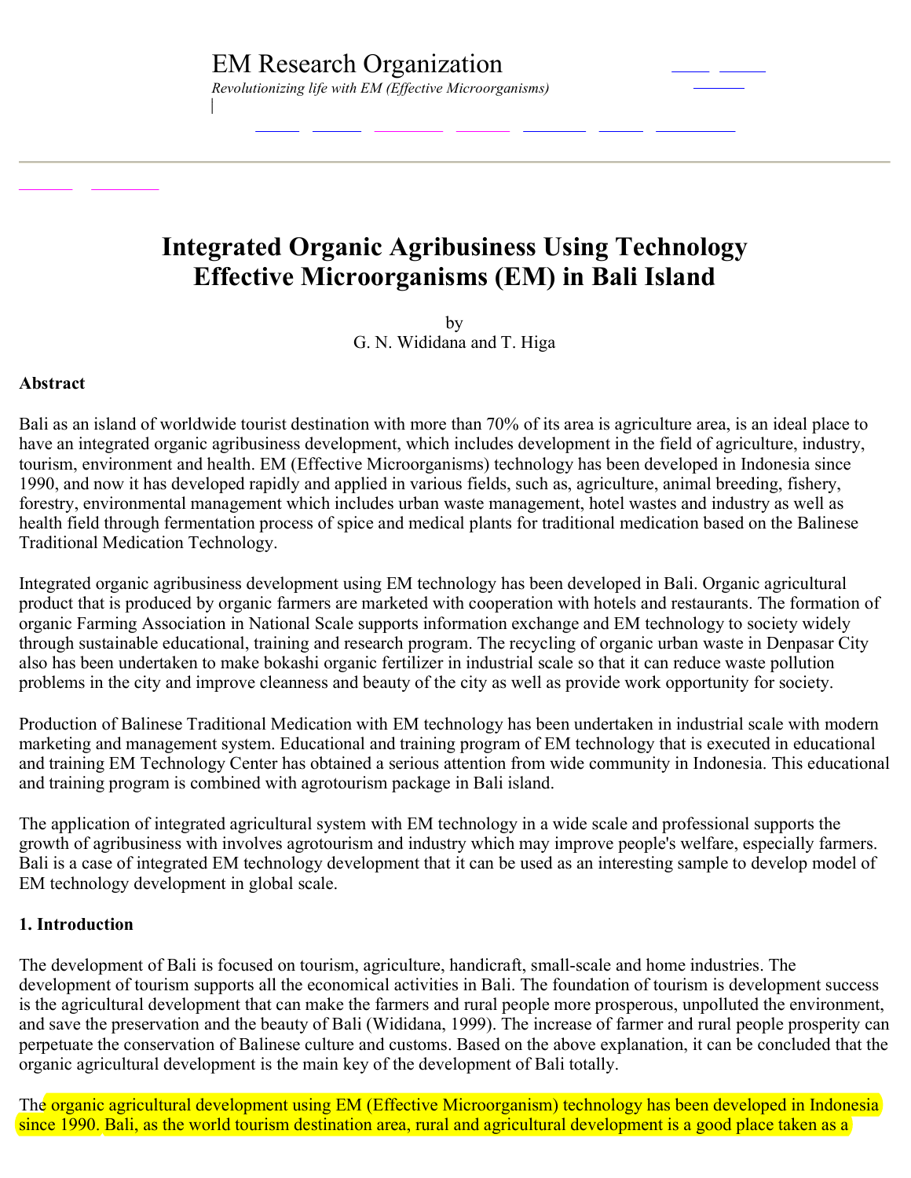EM Research Organization

*Revolutionizing life with EM (Effective Microorganisms)*

# Integrated Organic Agribusiness Using Technology Effective Microorganisms (EM) in Bali Island

by
G. N. Wididana and T. Higa

## Abstract

Bali as an island of worldwide tourist destination with more than 70% of its area is agriculture area, is an ideal place to have an integrated organic agribusiness development, which includes development in the field of agriculture, industry, tourism, environment and health. EM (Effective Microorganisms) technology has been developed in Indonesia since 1990, and now it has developed rapidly and applied in various fields, such as, agriculture, animal breeding, fishery, forestry, environmental management which includes urban waste management, hotel wastes and industry as well as health field through fermentation process of spice and medical plants for traditional medication based on the Balinese Traditional Medication Technology.

Integrated organic agribusiness development using EM technology has been developed in Bali. Organic agricultural product that is produced by organic farmers are marketed with cooperation with hotels and restaurants. The formation of organic Farming Association in National Scale supports information exchange and EM technology to society widely through sustainable educational, training and research program. The recycling of organic urban waste in Denpasar City also has been undertaken to make bokashi organic fertilizer in industrial scale so that it can reduce waste pollution problems in the city and improve cleanness and beauty of the city as well as provide work opportunity for society.

Production of Balinese Traditional Medication with EM technology has been undertaken in industrial scale with modern marketing and management system. Educational and training program of EM technology that is executed in educational and training EM Technology Center has obtained a serious attention from wide community in Indonesia. This educational and training program is combined with agrotourism package in Bali island.

The application of integrated agricultural system with EM technology in a wide scale and professional supports the growth of agribusiness with involves agrotourism and industry which may improve people's welfare, especially farmers. Bali is a case of integrated EM technology development that it can be used as an interesting sample to develop model of EM technology development in global scale.

## 1. Introduction

The development of Bali is focused on tourism, agriculture, handicraft, small-scale and home industries. The development of tourism supports all the economical activities in Bali. The foundation of tourism is development success is the agricultural development that can make the farmers and rural people more prosperous, unpolluted the environment, and save the preservation and the beauty of Bali (Wididana, 1999). The increase of farmer and rural people prosperity can perpetuate the conservation of Balinese culture and customs. Based on the above explanation, it can be concluded that the organic agricultural development is the main key of the development of Bali totally.

The organic agricultural development using EM (Effective Microorganism) technology has been developed in Indonesia since 1990. Bali, as the world tourism destination area, rural and agricultural development is a good place taken as a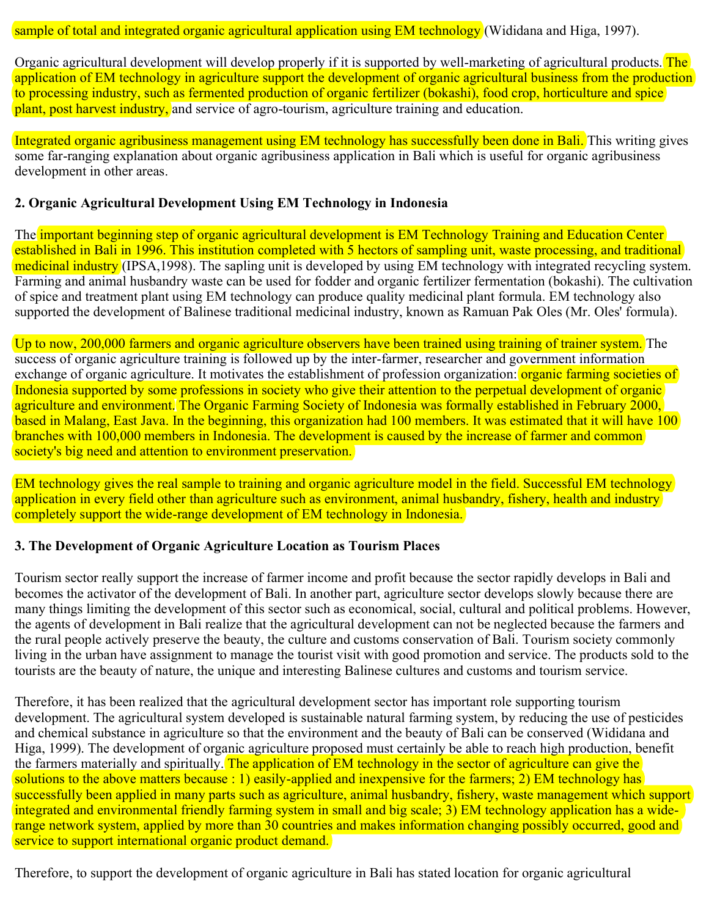sample of total and integrated organic agricultural application using EM technology (Wididana and Higa, 1997).

Organic agricultural development will develop properly if it is supported by well-marketing of agricultural products. The application of EM technology in agriculture support the development of organic agricultural business from the production to processing industry, such as fermented production of organic fertilizer (bokashi), food crop, horticulture and spice plant, post harvest industry, and service of agro-tourism, agriculture training and education.

Integrated organic agribusiness management using EM technology has successfully been done in Bali. This writing gives some far-ranging explanation about organic agribusiness application in Bali which is useful for organic agribusiness development in other areas.

## 2. Organic Agricultural Development Using EM Technology in Indonesia

The important beginning step of organic agricultural development is EM Technology Training and Education Center established in Bali in 1996. This institution completed with 5 hectors of sampling unit, waste processing, and traditional medicinal industry (IPSA,1998). The sapling unit is developed by using EM technology with integrated recycling system. Farming and animal husbandry waste can be used for fodder and organic fertilizer fermentation (bokashi). The cultivation of spice and treatment plant using EM technology can produce quality medicinal plant formula. EM technology also supported the development of Balinese traditional medicinal industry, known as Ramuan Pak Oles (Mr. Oles' formula).

Up to now, 200,000 farmers and organic agriculture observers have been trained using training of trainer system. The success of organic agriculture training is followed up by the inter-farmer, researcher and government information exchange of organic agriculture. It motivates the establishment of profession organization: organic farming societies of Indonesia supported by some professions in society who give their attention to the perpetual development of organic agriculture and environment. The Organic Farming Society of Indonesia was formally established in February 2000, based in Malang, East Java. In the beginning, this organization had 100 members. It was estimated that it will have 100 branches with 100,000 members in Indonesia. The development is caused by the increase of farmer and common society's big need and attention to environment preservation.

EM technology gives the real sample to training and organic agriculture model in the field. Successful EM technology application in every field other than agriculture such as environment, animal husbandry, fishery, health and industry completely support the wide-range development of EM technology in Indonesia.

## 3. The Development of Organic Agriculture Location as Tourism Places

Tourism sector really support the increase of farmer income and profit because the sector rapidly develops in Bali and becomes the activator of the development of Bali. In another part, agriculture sector develops slowly because there are many things limiting the development of this sector such as economical, social, cultural and political problems. However, the agents of development in Bali realize that the agricultural development can not be neglected because the farmers and the rural people actively preserve the beauty, the culture and customs conservation of Bali. Tourism society commonly living in the urban have assignment to manage the tourist visit with good promotion and service. The products sold to the tourists are the beauty of nature, the unique and interesting Balinese cultures and customs and tourism service.

Therefore, it has been realized that the agricultural development sector has important role supporting tourism development. The agricultural system developed is sustainable natural farming system, by reducing the use of pesticides and chemical substance in agriculture so that the environment and the beauty of Bali can be conserved (Wididana and Higa, 1999). The development of organic agriculture proposed must certainly be able to reach high production, benefit the farmers materially and spiritually. The application of EM technology in the sector of agriculture can give the solutions to the above matters because : 1) easily-applied and inexpensive for the farmers; 2) EM technology has successfully been applied in many parts such as agriculture, animal husbandry, fishery, waste management which support integrated and environmental friendly farming system in small and big scale; 3) EM technology application has a wide-range network system, applied by more than 30 countries and makes information changing possibly occurred, good and service to support international organic product demand.

Therefore, to support the development of organic agriculture in Bali has stated location for organic agricultural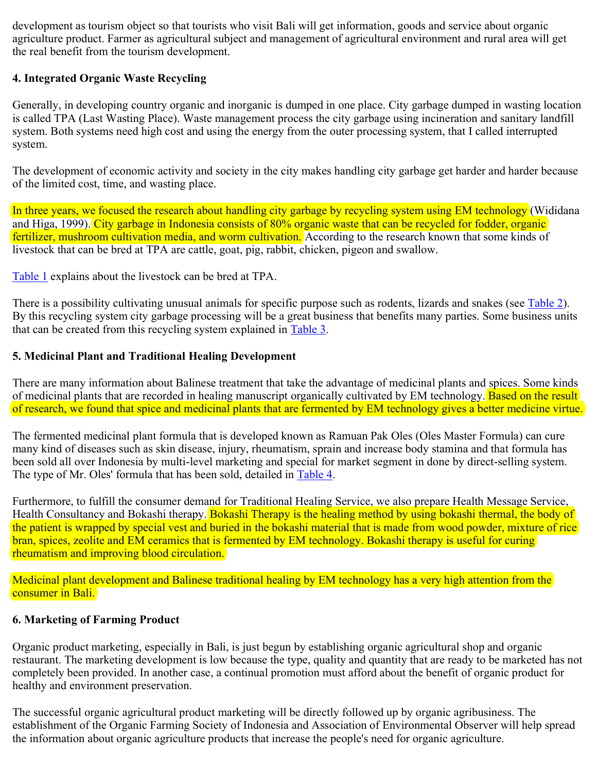development as tourism object so that tourists who visit Bali will get information, goods and service about organic agriculture product. Farmer as agricultural subject and management of agricultural environment and rural area will get the real benefit from the tourism development.

**4. Integrated Organic Waste Recycling**

Generally, in developing country organic and inorganic is dumped in one place. City garbage dumped in wasting location is called TPA (Last Wasting Place). Waste management process the city garbage using incineration and sanitary landfill system. Both systems need high cost and using the energy from the outer processing system, that I called interrupted system.

The development of economic activity and society in the city makes handling city garbage get harder and harder because of the limited cost, time, and wasting place.

In three years, we focused the research about handling city garbage by recycling system using EM technology (Wididana and Higa, 1999). City garbage in Indonesia consists of 80% organic waste that can be recycled for fodder, organic fertilizer, mushroom cultivation media, and worm cultivation. According to the research known that some kinds of livestock that can be bred at TPA are cattle, goat, pig, rabbit, chicken, pigeon and swallow.

Table 1 explains about the livestock can be bred at TPA.

There is a possibility cultivating unusual animals for specific purpose such as rodents, lizards and snakes (see Table 2). By this recycling system city garbage processing will be a great business that benefits many parties. Some business units that can be created from this recycling system explained in Table 3.

**5. Medicinal Plant and Traditional Healing Development**

There are many information about Balinese treatment that take the advantage of medicinal plants and spices. Some kinds of medicinal plants that are recorded in healing manuscript organically cultivated by EM technology. Based on the result of research, we found that spice and medicinal plants that are fermented by EM technology gives a better medicine virtue.

The fermented medicinal plant formula that is developed known as Ramuan Pak Oles (Oles Master Formula) can cure many kind of diseases such as skin disease, injury, rheumatism, sprain and increase body stamina and that formula has been sold all over Indonesia by multi-level marketing and special for market segment in done by direct-selling system. The type of Mr. Oles' formula that has been sold, detailed in Table 4.

Furthermore, to fulfill the consumer demand for Traditional Healing Service, we also prepare Health Message Service, Health Consultancy and Bokashi therapy. Bokashi Therapy is the healing method by using bokashi thermal, the body of the patient is wrapped by special vest and buried in the bokashi material that is made from wood powder, mixture of rice bran, spices, zeolite and EM ceramics that is fermented by EM technology. Bokashi therapy is useful for curing rheumatism and improving blood circulation.

Medicinal plant development and Balinese traditional healing by EM technology has a very high attention from the consumer in Bali.

**6. Marketing of Farming Product**

Organic product marketing, especially in Bali, is just begun by establishing organic agricultural shop and organic restaurant. The marketing development is low because the type, quality and quantity that are ready to be marketed has not completely been provided. In another case, a continual promotion must afford about the benefit of organic product for healthy and environment preservation.

The successful organic agricultural product marketing will be directly followed up by organic agribusiness. The establishment of the Organic Farming Society of Indonesia and Association of Environmental Observer will help spread the information about organic agriculture products that increase the people's need for organic agriculture.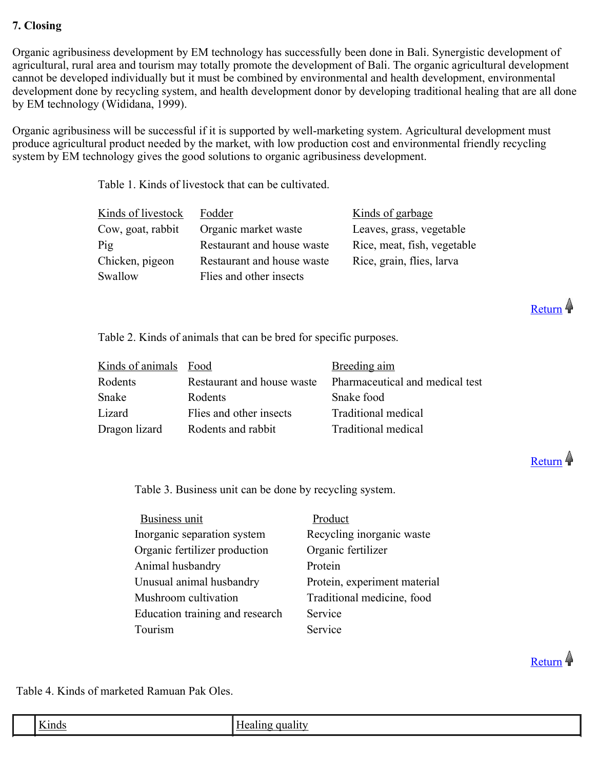### 7. Closing

Organic agribusiness development by EM technology has successfully been done in Bali. Synergistic development of agricultural, rural area and tourism may totally promote the development of Bali. The organic agricultural development cannot be developed individually but it must be combined by environmental and health development, environmental development done by recycling system, and health development donor by developing traditional healing that are all done by EM technology (Wididana, 1999).

Organic agribusiness will be successful if it is supported by well-marketing system. Agricultural development must produce agricultural product needed by the market, with low production cost and environmental friendly recycling system by EM technology gives the good solutions to organic agribusiness development.

Table 1. Kinds of livestock that can be cultivated.

| Kinds of livestock | Fodder | Kinds of garbage |
|---|---|---|
| Cow, goat, rabbit | Organic market waste | Leaves, grass, vegetable |
| Pig | Restaurant and house waste | Rice, meat, fish, vegetable |
| Chicken, pigeon | Restaurant and house waste | Rice, grain, flies, larva |
| Swallow | Flies and other insects | |

Return

Table 2. Kinds of animals that can be bred for specific purposes.

| Kinds of animals | Food | Breeding aim |
|---|---|---|
| Rodents | Restaurant and house waste | Pharmaceutical and medical test |
| Snake | Rodents | Snake food |
| Lizard | Flies and other insects | Traditional medical |
| Dragon lizard | Rodents and rabbit | Traditional medical |

Return

Table 3. Business unit can be done by recycling system.

| Business unit | Product |
|---|---|
| Inorganic separation system | Recycling inorganic waste |
| Organic fertilizer production | Organic fertilizer |
| Animal husbandry | Protein |
| Unusual animal husbandry | Protein, experiment material |
| Mushroom cultivation | Traditional medicine, food |
| Education training and research | Service |
| Tourism | Service |

Return

Table 4. Kinds of marketed Ramuan Pak Oles.

| | Kinds | Healing quality |
|---|---|---|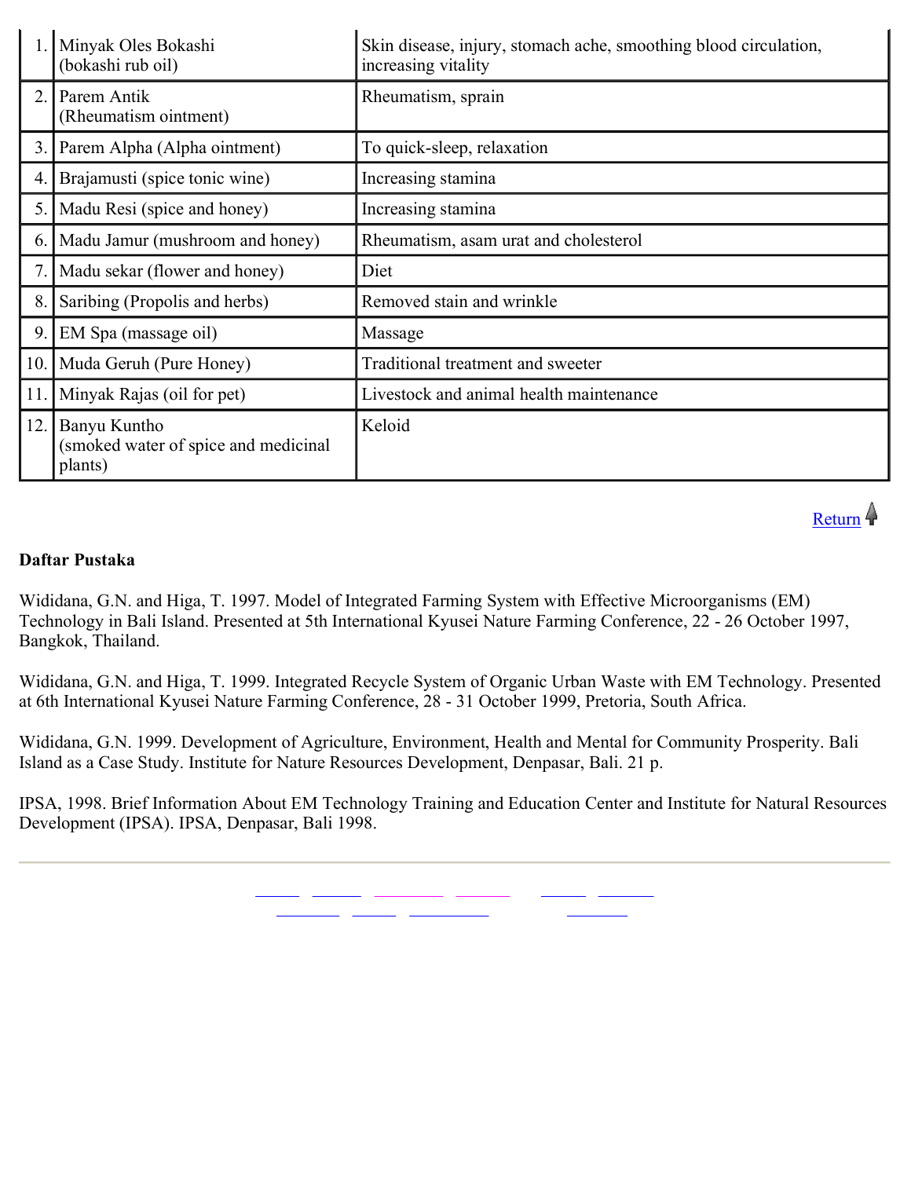| | | |
|---|---|---|
| 1. | Minyak Oles Bokashi (bokashi rub oil) | Skin disease, injury, stomach ache, smoothing blood circulation, increasing vitality |
| 2. | Parem Antik (Rheumatism ointment) | Rheumatism, sprain |
| 3. | Parem Alpha (Alpha ointment) | To quick-sleep, relaxation |
| 4. | Brajamusti (spice tonic wine) | Increasing stamina |
| 5. | Madu Resi (spice and honey) | Increasing stamina |
| 6. | Madu Jamur (mushroom and honey) | Rheumatism, asam urat and cholesterol |
| 7. | Madu sekar (flower and honey) | Diet |
| 8. | Saribing (Propolis and herbs) | Removed stain and wrinkle |
| 9. | EM Spa (massage oil) | Massage |
| 10. | Muda Geruh (Pure Honey) | Traditional treatment and sweeter |
| 11. | Minyak Rajas (oil for pet) | Livestock and animal health maintenance |
| 12. | Banyu Kuntho (smoked water of spice and medicinal plants) | Keloid |

Return

**Daftar Pustaka**

Wididana, G.N. and Higa, T. 1997. Model of Integrated Farming System with Effective Microorganisms (EM) Technology in Bali Island. Presented at 5th International Kyusei Nature Farming Conference, 22 - 26 October 1997, Bangkok, Thailand.

Wididana, G.N. and Higa, T. 1999. Integrated Recycle System of Organic Urban Waste with EM Technology. Presented at 6th International Kyusei Nature Farming Conference, 28 - 31 October 1999, Pretoria, South Africa.

Wididana, G.N. 1999. Development of Agriculture, Environment, Health and Mental for Community Prosperity. Bali Island as a Case Study. Institute for Nature Resources Development, Denpasar, Bali. 21 p.

IPSA, 1998. Brief Information About EM Technology Training and Education Center and Institute for Natural Resources Development (IPSA). IPSA, Denpasar, Bali 1998.